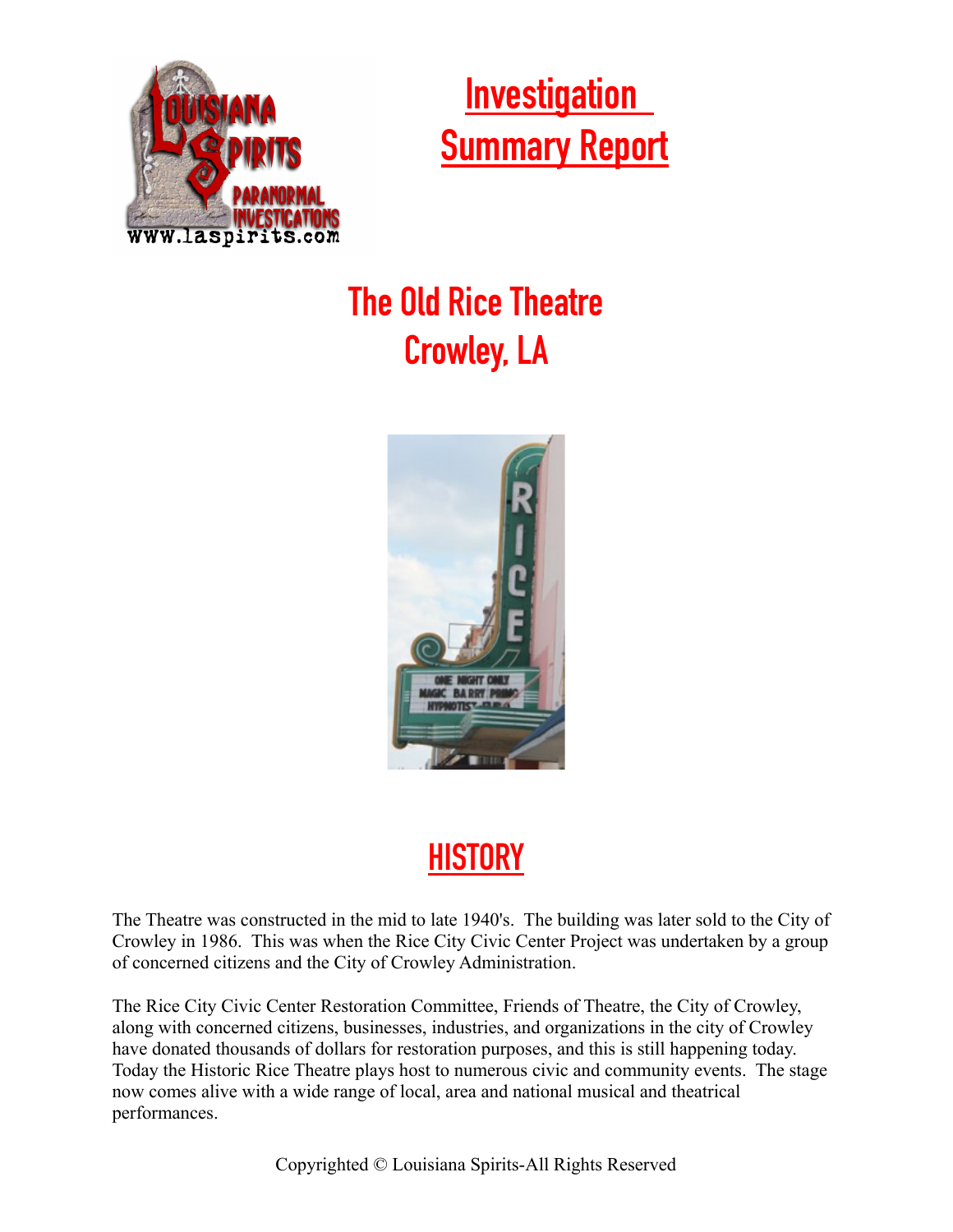# Investigation Summary Report

## The Old Rice Theatre
## Crowley, LA

## HISTORY

The Theatre was constructed in the mid to late 1940's. The building was later sold to the City of Crowley in 1986. This was when the Rice City Civic Center Project was undertaken by a group of concerned citizens and the City of Crowley Administration.

The Rice City Civic Center Restoration Committee, Friends of Theatre, the City of Crowley, along with concerned citizens, businesses, industries, and organizations in the city of Crowley have donated thousands of dollars for restoration purposes, and this is still happening today. Today the Historic Rice Theatre plays host to numerous civic and community events. The stage now comes alive with a wide range of local, area and national musical and theatrical performances.

Copyrighted © Louisiana Spirits-All Rights Reserved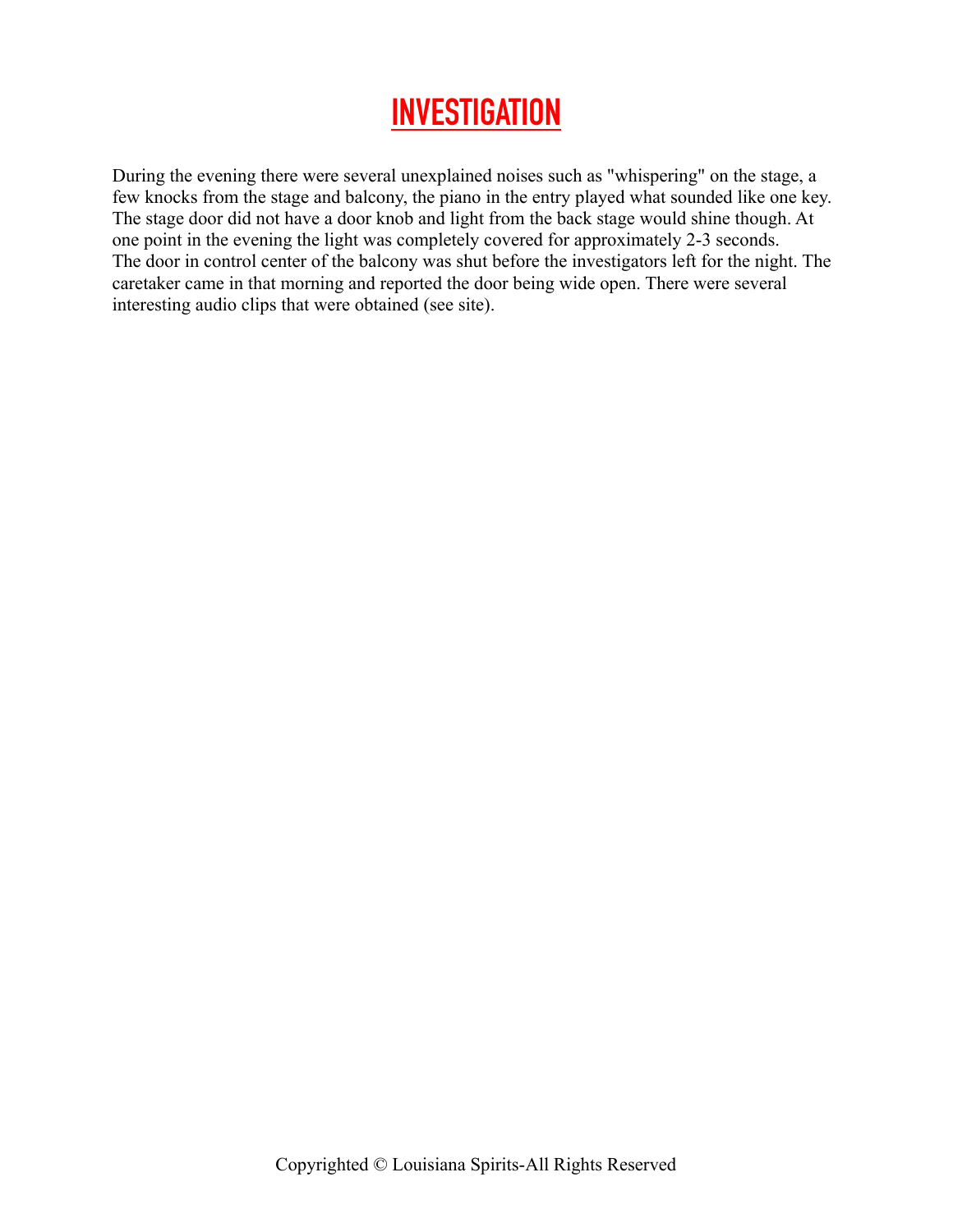# INVESTIGATION

During the evening there were several unexplained noises such as "whispering" on the stage, a few knocks from the stage and balcony, the piano in the entry played what sounded like one key. The stage door did not have a door knob and light from the back stage would shine though. At one point in the evening the light was completely covered for approximately 2-3 seconds. The door in control center of the balcony was shut before the investigators left for the night. The caretaker came in that morning and reported the door being wide open. There were several interesting audio clips that were obtained (see site).

Copyrighted © Louisiana Spirits-All Rights Reserved